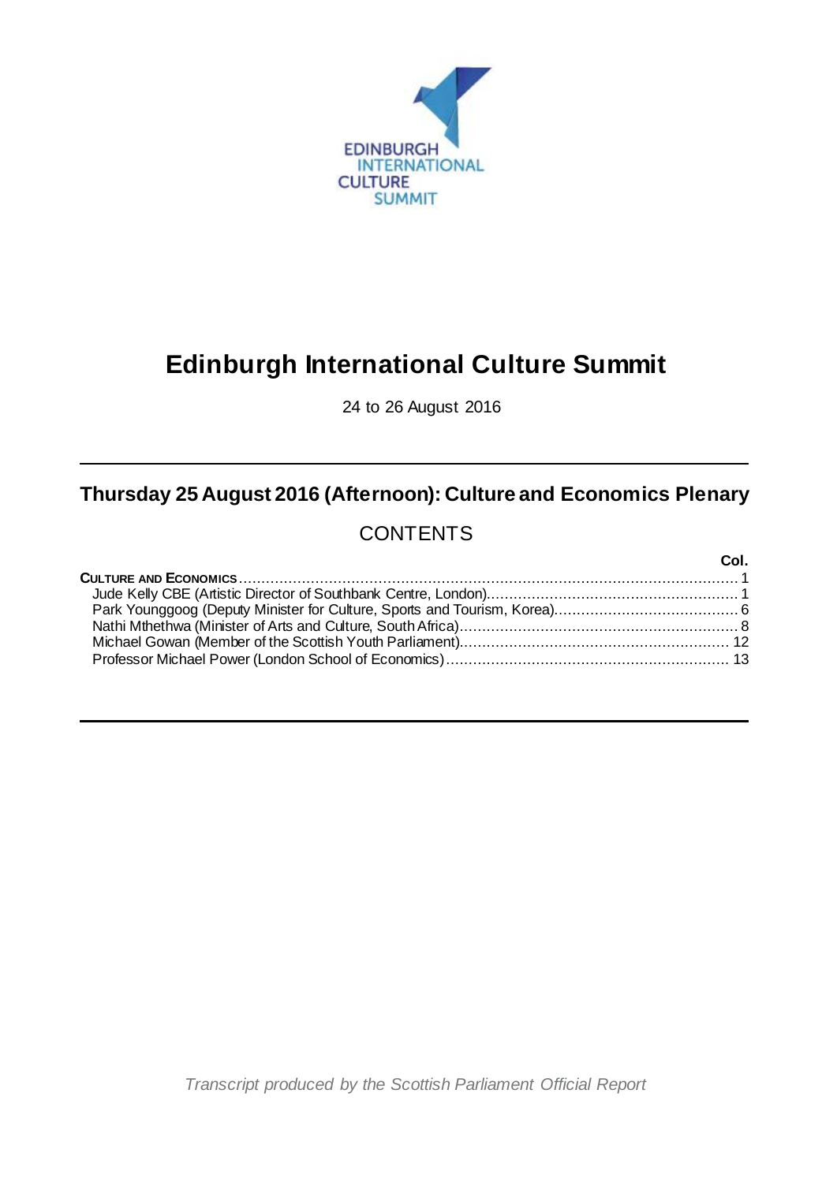EDINBURGH INTERNATIONAL CULTURE SUMMIT

# Edinburgh International Culture Summit

24 to 26 August 2016

## Thursday 25 August 2016 (Afternoon): Culture and Economics Plenary

## CONTENTS

| | Col. |
|---|---|
| **CULTURE AND ECONOMICS** | 1 |
| Jude Kelly CBE (Artistic Director of Southbank Centre, London) | 1 |
| Park Younggoog (Deputy Minister for Culture, Sports and Tourism, Korea) | 6 |
| Nathi Mthethwa (Minister of Arts and Culture, South Africa) | 8 |
| Michael Gowan (Member of the Scottish Youth Parliament) | 12 |
| Professor Michael Power (London School of Economics) | 13 |

*Transcript produced by the Scottish Parliament Official Report*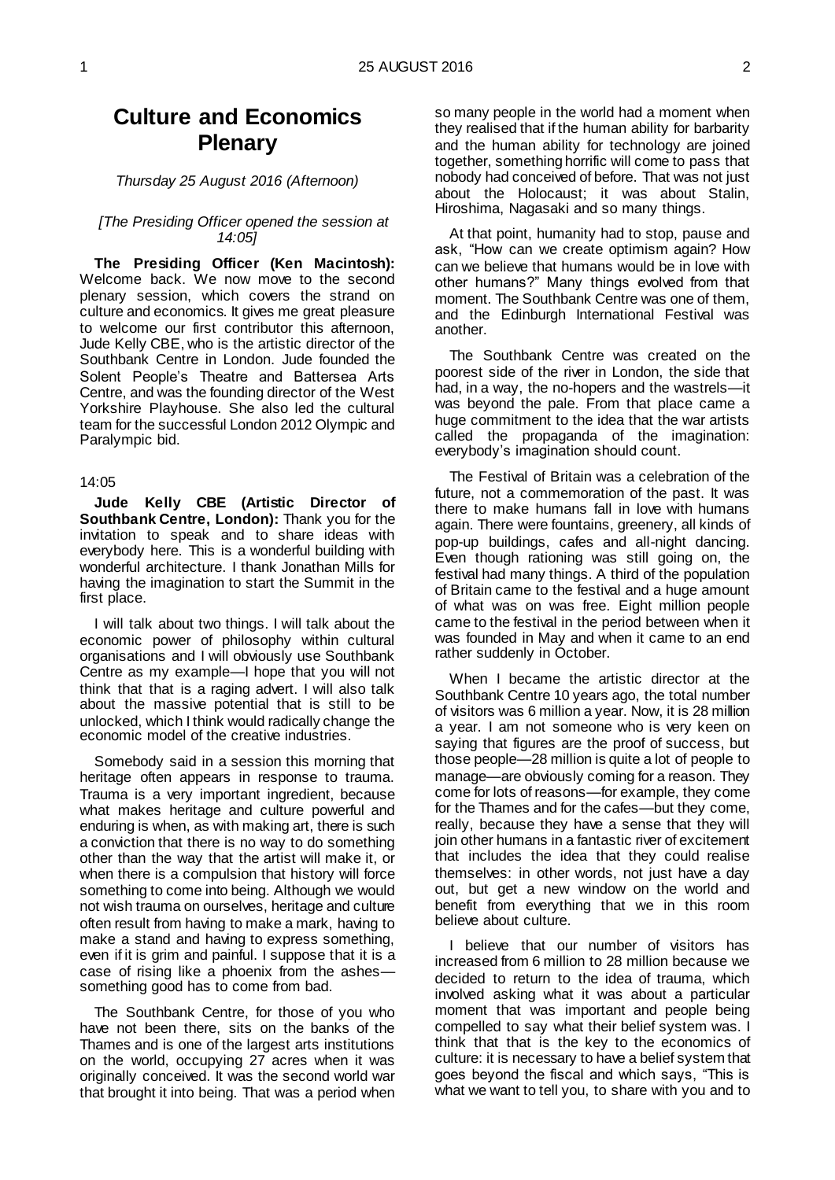# Culture and Economics Plenary

*Thursday 25 August 2016 (Afternoon)*

*[The Presiding Officer opened the session at 14:05]*

**The Presiding Officer (Ken Macintosh):** Welcome back. We now move to the second plenary session, which covers the strand on culture and economics. It gives me great pleasure to welcome our first contributor this afternoon, Jude Kelly CBE, who is the artistic director of the Southbank Centre in London. Jude founded the Solent People's Theatre and Battersea Arts Centre, and was the founding director of the West Yorkshire Playhouse. She also led the cultural team for the successful London 2012 Olympic and Paralympic bid.

14:05

**Jude Kelly CBE (Artistic Director of Southbank Centre, London):** Thank you for the invitation to speak and to share ideas with everybody here. This is a wonderful building with wonderful architecture. I thank Jonathan Mills for having the imagination to start the Summit in the first place.

I will talk about two things. I will talk about the economic power of philosophy within cultural organisations and I will obviously use Southbank Centre as my example—I hope that you will not think that that is a raging advert. I will also talk about the massive potential that is still to be unlocked, which I think would radically change the economic model of the creative industries.

Somebody said in a session this morning that heritage often appears in response to trauma. Trauma is a very important ingredient, because what makes heritage and culture powerful and enduring is when, as with making art, there is such a conviction that there is no way to do something other than the way that the artist will make it, or when there is a compulsion that history will force something to come into being. Although we would not wish trauma on ourselves, heritage and culture often result from having to make a mark, having to make a stand and having to express something, even if it is grim and painful. I suppose that it is a case of rising like a phoenix from the ashes—something good has to come from bad.

The Southbank Centre, for those of you who have not been there, sits on the banks of the Thames and is one of the largest arts institutions on the world, occupying 27 acres when it was originally conceived. It was the second world war that brought it into being. That was a period when so many people in the world had a moment when they realised that if the human ability for barbarity and the human ability for technology are joined together, something horrific will come to pass that nobody had conceived of before. That was not just about the Holocaust; it was about Stalin, Hiroshima, Nagasaki and so many things.

At that point, humanity had to stop, pause and ask, "How can we create optimism again? How can we believe that humans would be in love with other humans?" Many things evolved from that moment. The Southbank Centre was one of them, and the Edinburgh International Festival was another.

The Southbank Centre was created on the poorest side of the river in London, the side that had, in a way, the no-hopers and the wastrels—it was beyond the pale. From that place came a huge commitment to the idea that the war artists called the propaganda of the imagination: everybody's imagination should count.

The Festival of Britain was a celebration of the future, not a commemoration of the past. It was there to make humans fall in love with humans again. There were fountains, greenery, all kinds of pop-up buildings, cafes and all-night dancing. Even though rationing was still going on, the festival had many things. A third of the population of Britain came to the festival and a huge amount of what was on was free. Eight million people came to the festival in the period between when it was founded in May and when it came to an end rather suddenly in October.

When I became the artistic director at the Southbank Centre 10 years ago, the total number of visitors was 6 million a year. Now, it is 28 million a year. I am not someone who is very keen on saying that figures are the proof of success, but those people—28 million is quite a lot of people to manage—are obviously coming for a reason. They come for lots of reasons—for example, they come for the Thames and for the cafes—but they come, really, because they have a sense that they will join other humans in a fantastic river of excitement that includes the idea that they could realise themselves: in other words, not just have a day out, but get a new window on the world and benefit from everything that we in this room believe about culture.

I believe that our number of visitors has increased from 6 million to 28 million because we decided to return to the idea of trauma, which involved asking what it was about a particular moment that was important and people being compelled to say what their belief system was. I think that that is the key to the economics of culture: it is necessary to have a belief system that goes beyond the fiscal and which says, "This is what we want to tell you, to share with you and to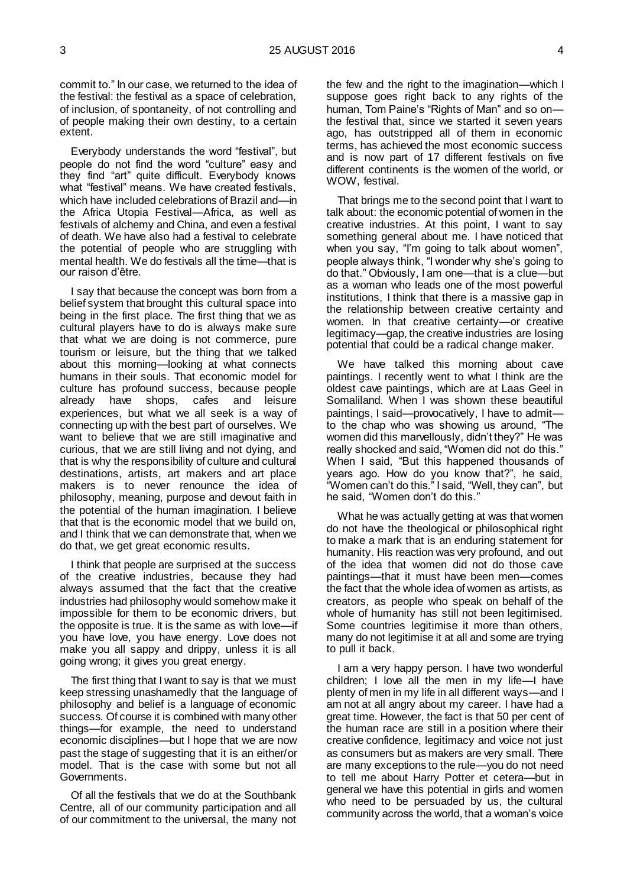commit to." In our case, we returned to the idea of the festival: the festival as a space of celebration, of inclusion, of spontaneity, of not controlling and of people making their own destiny, to a certain extent.

Everybody understands the word "festival", but people do not find the word "culture" easy and they find "art" quite difficult. Everybody knows what "festival" means. We have created festivals, which have included celebrations of Brazil and—in the Africa Utopia Festival—Africa, as well as festivals of alchemy and China, and even a festival of death. We have also had a festival to celebrate the potential of people who are struggling with mental health. We do festivals all the time—that is our raison d'être.

I say that because the concept was born from a belief system that brought this cultural space into being in the first place. The first thing that we as cultural players have to do is always make sure that what we are doing is not commerce, pure tourism or leisure, but the thing that we talked about this morning—looking at what connects humans in their souls. That economic model for culture has profound success, because people already have shops, cafes and leisure experiences, but what we all seek is a way of connecting up with the best part of ourselves. We want to believe that we are still imaginative and curious, that we are still living and not dying, and that is why the responsibility of culture and cultural destinations, artists, art makers and art place makers is to never renounce the idea of philosophy, meaning, purpose and devout faith in the potential of the human imagination. I believe that that is the economic model that we build on, and I think that we can demonstrate that, when we do that, we get great economic results.

I think that people are surprised at the success of the creative industries, because they had always assumed that the fact that the creative industries had philosophy would somehow make it impossible for them to be economic drivers, but the opposite is true. It is the same as with love—if you have love, you have energy. Love does not make you all sappy and drippy, unless it is all going wrong; it gives you great energy.

The first thing that I want to say is that we must keep stressing unashamedly that the language of philosophy and belief is a language of economic success. Of course it is combined with many other things—for example, the need to understand economic disciplines—but I hope that we are now past the stage of suggesting that it is an either/or model. That is the case with some but not all Governments.

Of all the festivals that we do at the Southbank Centre, all of our community participation and all of our commitment to the universal, the many not the few and the right to the imagination—which I suppose goes right back to any rights of the human, Tom Paine's "Rights of Man" and so on—the festival that, since we started it seven years ago, has outstripped all of them in economic terms, has achieved the most economic success and is now part of 17 different festivals on five different continents is the women of the world, or WOW, festival.

That brings me to the second point that I want to talk about: the economic potential of women in the creative industries. At this point, I want to say something general about me. I have noticed that when you say, "I'm going to talk about women", people always think, "I wonder why she's going to do that." Obviously, I am one—that is a clue—but as a woman who leads one of the most powerful institutions, I think that there is a massive gap in the relationship between creative certainty and women. In that creative certainty—or creative legitimacy—gap, the creative industries are losing potential that could be a radical change maker.

We have talked this morning about cave paintings. I recently went to what I think are the oldest cave paintings, which are at Laas Geel in Somaliland. When I was shown these beautiful paintings, I said—provocatively, I have to admit—to the chap who was showing us around, "The women did this marvellously, didn't they?" He was really shocked and said, "Women did not do this." When I said, "But this happened thousands of years ago. How do you know that?", he said, "Women can't do this." I said, "Well, they can", but he said, "Women don't do this."

What he was actually getting at was that women do not have the theological or philosophical right to make a mark that is an enduring statement for humanity. His reaction was very profound, and out of the idea that women did not do those cave paintings—that it must have been men—comes the fact that the whole idea of women as artists, as creators, as people who speak on behalf of the whole of humanity has still not been legitimised. Some countries legitimise it more than others, many do not legitimise it at all and some are trying to pull it back.

I am a very happy person. I have two wonderful children; I love all the men in my life—I have plenty of men in my life in all different ways—and I am not at all angry about my career. I have had a great time. However, the fact is that 50 per cent of the human race are still in a position where their creative confidence, legitimacy and voice not just as consumers but as makers are very small. There are many exceptions to the rule—you do not need to tell me about Harry Potter et cetera—but in general we have this potential in girls and women who need to be persuaded by us, the cultural community across the world, that a woman's voice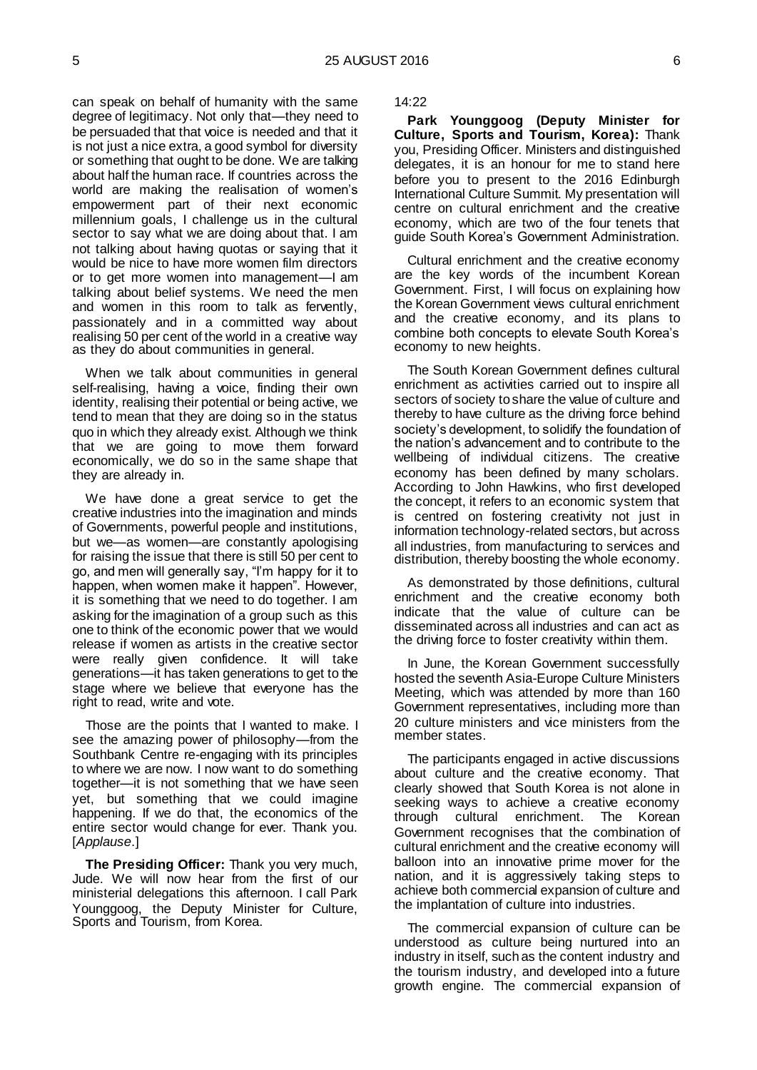can speak on behalf of humanity with the same degree of legitimacy. Not only that—they need to be persuaded that that voice is needed and that it is not just a nice extra, a good symbol for diversity or something that ought to be done. We are talking about half the human race. If countries across the world are making the realisation of women's empowerment part of their next economic millennium goals, I challenge us in the cultural sector to say what we are doing about that. I am not talking about having quotas or saying that it would be nice to have more women film directors or to get more women into management—I am talking about belief systems. We need the men and women in this room to talk as fervently, passionately and in a committed way about realising 50 per cent of the world in a creative way as they do about communities in general.

When we talk about communities in general self-realising, having a voice, finding their own identity, realising their potential or being active, we tend to mean that they are doing so in the status quo in which they already exist. Although we think that we are going to move them forward economically, we do so in the same shape that they are already in.

We have done a great service to get the creative industries into the imagination and minds of Governments, powerful people and institutions, but we—as women—are constantly apologising for raising the issue that there is still 50 per cent to go, and men will generally say, "I'm happy for it to happen, when women make it happen". However, it is something that we need to do together. I am asking for the imagination of a group such as this one to think of the economic power that we would release if women as artists in the creative sector were really given confidence. It will take generations—it has taken generations to get to the stage where we believe that everyone has the right to read, write and vote.

Those are the points that I wanted to make. I see the amazing power of philosophy—from the Southbank Centre re-engaging with its principles to where we are now. I now want to do something together—it is not something that we have seen yet, but something that we could imagine happening. If we do that, the economics of the entire sector would change for ever. Thank you. [*Applause*.]

**The Presiding Officer:** Thank you very much, Jude. We will now hear from the first of our ministerial delegations this afternoon. I call Park Younggoog, the Deputy Minister for Culture, Sports and Tourism, from Korea.

14:22

**Park Younggoog (Deputy Minister for Culture, Sports and Tourism, Korea):** Thank you, Presiding Officer. Ministers and distinguished delegates, it is an honour for me to stand here before you to present to the 2016 Edinburgh International Culture Summit. My presentation will centre on cultural enrichment and the creative economy, which are two of the four tenets that guide South Korea's Government Administration.

Cultural enrichment and the creative economy are the key words of the incumbent Korean Government. First, I will focus on explaining how the Korean Government views cultural enrichment and the creative economy, and its plans to combine both concepts to elevate South Korea's economy to new heights.

The South Korean Government defines cultural enrichment as activities carried out to inspire all sectors of society to share the value of culture and thereby to have culture as the driving force behind society's development, to solidify the foundation of the nation's advancement and to contribute to the wellbeing of individual citizens. The creative economy has been defined by many scholars. According to John Hawkins, who first developed the concept, it refers to an economic system that is centred on fostering creativity not just in information technology-related sectors, but across all industries, from manufacturing to services and distribution, thereby boosting the whole economy.

As demonstrated by those definitions, cultural enrichment and the creative economy both indicate that the value of culture can be disseminated across all industries and can act as the driving force to foster creativity within them.

In June, the Korean Government successfully hosted the seventh Asia-Europe Culture Ministers Meeting, which was attended by more than 160 Government representatives, including more than 20 culture ministers and vice ministers from the member states.

The participants engaged in active discussions about culture and the creative economy. That clearly showed that South Korea is not alone in seeking ways to achieve a creative economy through cultural enrichment. The Korean Government recognises that the combination of cultural enrichment and the creative economy will balloon into an innovative prime mover for the nation, and it is aggressively taking steps to achieve both commercial expansion of culture and the implantation of culture into industries.

The commercial expansion of culture can be understood as culture being nurtured into an industry in itself, such as the content industry and the tourism industry, and developed into a future growth engine. The commercial expansion of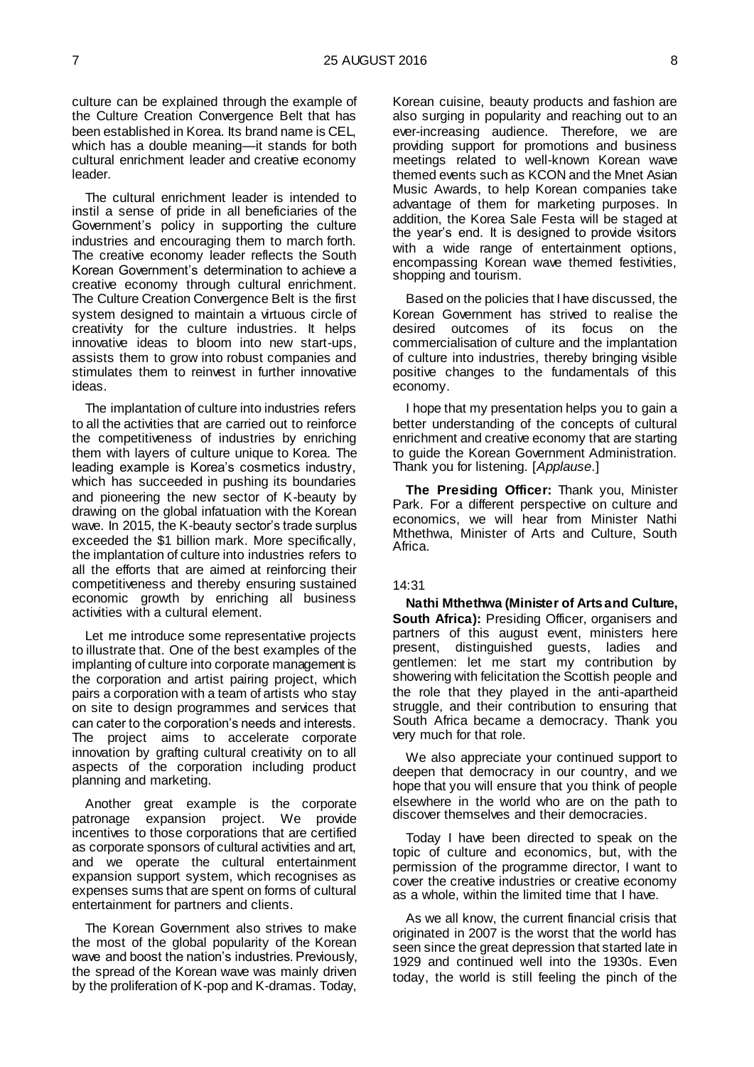culture can be explained through the example of the Culture Creation Convergence Belt that has been established in Korea. Its brand name is CEL, which has a double meaning—it stands for both cultural enrichment leader and creative economy leader.

The cultural enrichment leader is intended to instil a sense of pride in all beneficiaries of the Government's policy in supporting the culture industries and encouraging them to march forth. The creative economy leader reflects the South Korean Government's determination to achieve a creative economy through cultural enrichment. The Culture Creation Convergence Belt is the first system designed to maintain a virtuous circle of creativity for the culture industries. It helps innovative ideas to bloom into new start-ups, assists them to grow into robust companies and stimulates them to reinvest in further innovative ideas.

The implantation of culture into industries refers to all the activities that are carried out to reinforce the competitiveness of industries by enriching them with layers of culture unique to Korea. The leading example is Korea's cosmetics industry, which has succeeded in pushing its boundaries and pioneering the new sector of K-beauty by drawing on the global infatuation with the Korean wave. In 2015, the K-beauty sector's trade surplus exceeded the $1 billion mark. More specifically, the implantation of culture into industries refers to all the efforts that are aimed at reinforcing their competitiveness and thereby ensuring sustained economic growth by enriching all business activities with a cultural element.

Let me introduce some representative projects to illustrate that. One of the best examples of the implanting of culture into corporate management is the corporation and artist pairing project, which pairs a corporation with a team of artists who stay on site to design programmes and services that can cater to the corporation's needs and interests. The project aims to accelerate corporate innovation by grafting cultural creativity on to all aspects of the corporation including product planning and marketing.

Another great example is the corporate patronage expansion project. We provide incentives to those corporations that are certified as corporate sponsors of cultural activities and art, and we operate the cultural entertainment expansion support system, which recognises as expenses sums that are spent on forms of cultural entertainment for partners and clients.

The Korean Government also strives to make the most of the global popularity of the Korean wave and boost the nation's industries. Previously, the spread of the Korean wave was mainly driven by the proliferation of K-pop and K-dramas. Today, Korean cuisine, beauty products and fashion are also surging in popularity and reaching out to an ever-increasing audience. Therefore, we are providing support for promotions and business meetings related to well-known Korean wave themed events such as KCON and the Mnet Asian Music Awards, to help Korean companies take advantage of them for marketing purposes. In addition, the Korea Sale Festa will be staged at the year's end. It is designed to provide visitors with a wide range of entertainment options, encompassing Korean wave themed festivities, shopping and tourism.

Based on the policies that I have discussed, the Korean Government has strived to realise the desired outcomes of its focus on the commercialisation of culture and the implantation of culture into industries, thereby bringing visible positive changes to the fundamentals of this economy.

I hope that my presentation helps you to gain a better understanding of the concepts of cultural enrichment and creative economy that are starting to guide the Korean Government Administration. Thank you for listening. [*Applause*.]

**The Presiding Officer:** Thank you, Minister Park. For a different perspective on culture and economics, we will hear from Minister Nathi Mthethwa, Minister of Arts and Culture, South Africa.

14:31

**Nathi Mthethwa (Minister of Arts and Culture, South Africa):** Presiding Officer, organisers and partners of this august event, ministers here present, distinguished guests, ladies and gentlemen: let me start my contribution by showering with felicitation the Scottish people and the role that they played in the anti-apartheid struggle, and their contribution to ensuring that South Africa became a democracy. Thank you very much for that role.

We also appreciate your continued support to deepen that democracy in our country, and we hope that you will ensure that you think of people elsewhere in the world who are on the path to discover themselves and their democracies.

Today I have been directed to speak on the topic of culture and economics, but, with the permission of the programme director, I want to cover the creative industries or creative economy as a whole, within the limited time that I have.

As we all know, the current financial crisis that originated in 2007 is the worst that the world has seen since the great depression that started late in 1929 and continued well into the 1930s. Even today, the world is still feeling the pinch of the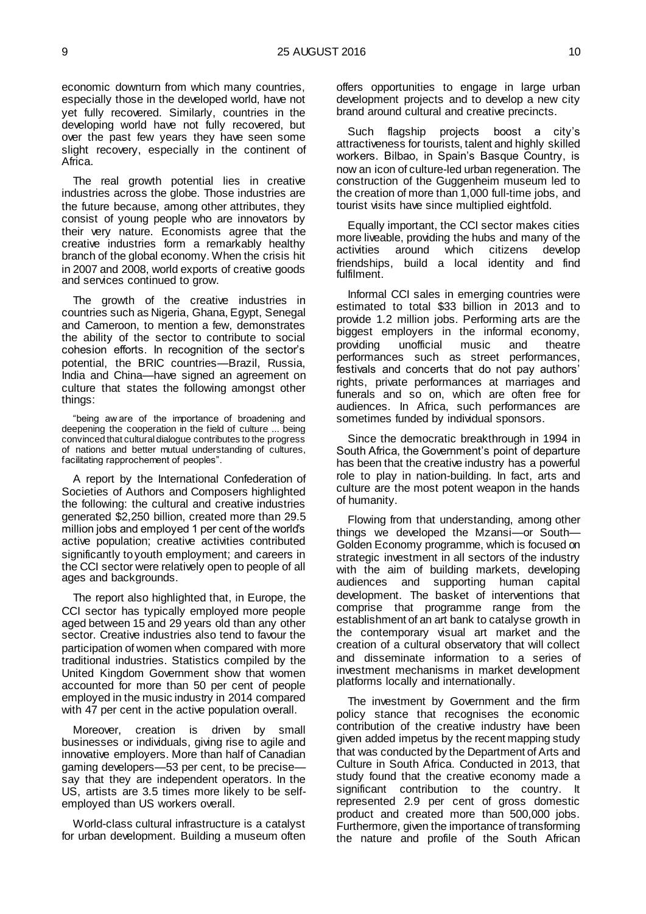economic downturn from which many countries, especially those in the developed world, have not yet fully recovered. Similarly, countries in the developing world have not fully recovered, but over the past few years they have seen some slight recovery, especially in the continent of Africa.

The real growth potential lies in creative industries across the globe. Those industries are the future because, among other attributes, they consist of young people who are innovators by their very nature. Economists agree that the creative industries form a remarkably healthy branch of the global economy. When the crisis hit in 2007 and 2008, world exports of creative goods and services continued to grow.

The growth of the creative industries in countries such as Nigeria, Ghana, Egypt, Senegal and Cameroon, to mention a few, demonstrates the ability of the sector to contribute to social cohesion efforts. In recognition of the sector's potential, the BRIC countries—Brazil, Russia, India and China—have signed an agreement on culture that states the following amongst other things:

> "being aware of the importance of broadening and deepening the cooperation in the field of culture ... being convinced that cultural dialogue contributes to the progress of nations and better mutual understanding of cultures, facilitating rapprochement of peoples".

A report by the International Confederation of Societies of Authors and Composers highlighted the following: the cultural and creative industries generated $2,250 billion, created more than 29.5 million jobs and employed 1 per cent of the world's active population; creative activities contributed significantly to youth employment; and careers in the CCI sector were relatively open to people of all ages and backgrounds.

The report also highlighted that, in Europe, the CCI sector has typically employed more people aged between 15 and 29 years old than any other sector. Creative industries also tend to favour the participation of women when compared with more traditional industries. Statistics compiled by the United Kingdom Government show that women accounted for more than 50 per cent of people employed in the music industry in 2014 compared with 47 per cent in the active population overall.

Moreover, creation is driven by small businesses or individuals, giving rise to agile and innovative employers. More than half of Canadian gaming developers—53 per cent, to be precise—say that they are independent operators. In the US, artists are 3.5 times more likely to be self-employed than US workers overall.

World-class cultural infrastructure is a catalyst for urban development. Building a museum often offers opportunities to engage in large urban development projects and to develop a new city brand around cultural and creative precincts.

Such flagship projects boost a city's attractiveness for tourists, talent and highly skilled workers. Bilbao, in Spain's Basque Country, is now an icon of culture-led urban regeneration. The construction of the Guggenheim museum led to the creation of more than 1,000 full-time jobs, and tourist visits have since multiplied eightfold.

Equally important, the CCI sector makes cities more liveable, providing the hubs and many of the activities around which citizens develop friendships, build a local identity and find fulfilment.

Informal CCI sales in emerging countries were estimated to total $33 billion in 2013 and to provide 1.2 million jobs. Performing arts are the biggest employers in the informal economy, providing unofficial music and theatre performances such as street performances, festivals and concerts that do not pay authors' rights, private performances at marriages and funerals and so on, which are often free for audiences. In Africa, such performances are sometimes funded by individual sponsors.

Since the democratic breakthrough in 1994 in South Africa, the Government's point of departure has been that the creative industry has a powerful role to play in nation-building. In fact, arts and culture are the most potent weapon in the hands of humanity.

Flowing from that understanding, among other things we developed the Mzansi—or South—Golden Economy programme, which is focused on strategic investment in all sectors of the industry with the aim of building markets, developing audiences and supporting human capital development. The basket of interventions that comprise that programme range from the establishment of an art bank to catalyse growth in the contemporary visual art market and the creation of a cultural observatory that will collect and disseminate information to a series of investment mechanisms in market development platforms locally and internationally.

The investment by Government and the firm policy stance that recognises the economic contribution of the creative industry have been given added impetus by the recent mapping study that was conducted by the Department of Arts and Culture in South Africa. Conducted in 2013, that study found that the creative economy made a significant contribution to the country. It represented 2.9 per cent of gross domestic product and created more than 500,000 jobs. Furthermore, given the importance of transforming the nature and profile of the South African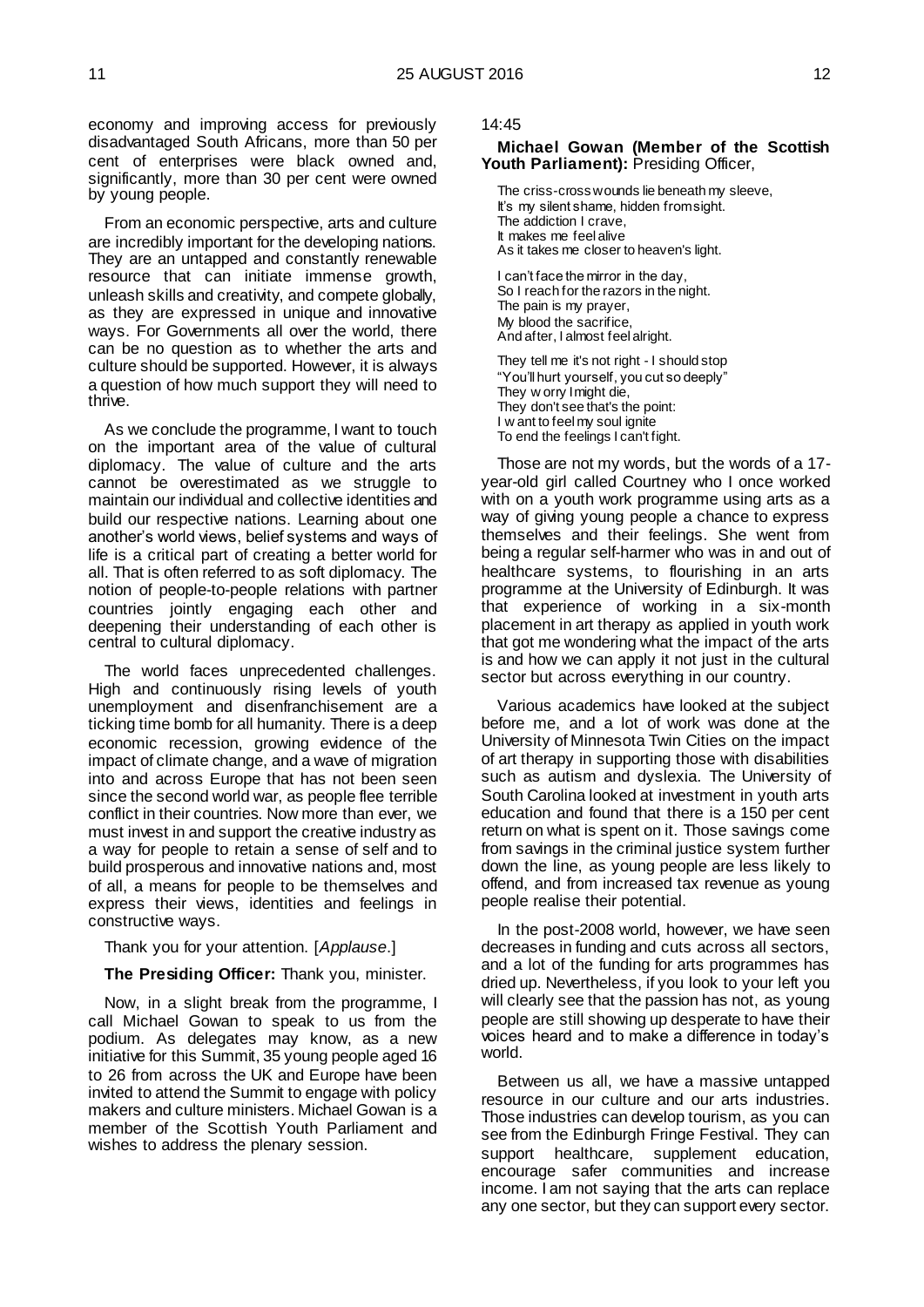economy and improving access for previously disadvantaged South Africans, more than 50 per cent of enterprises were black owned and, significantly, more than 30 per cent were owned by young people.

From an economic perspective, arts and culture are incredibly important for the developing nations. They are an untapped and constantly renewable resource that can initiate immense growth, unleash skills and creativity, and compete globally, as they are expressed in unique and innovative ways. For Governments all over the world, there can be no question as to whether the arts and culture should be supported. However, it is always a question of how much support they will need to thrive.

As we conclude the programme, I want to touch on the important area of the value of cultural diplomacy. The value of culture and the arts cannot be overestimated as we struggle to maintain our individual and collective identities and build our respective nations. Learning about one another's world views, belief systems and ways of life is a critical part of creating a better world for all. That is often referred to as soft diplomacy. The notion of people-to-people relations with partner countries jointly engaging each other and deepening their understanding of each other is central to cultural diplomacy.

The world faces unprecedented challenges. High and continuously rising levels of youth unemployment and disenfranchisement are a ticking time bomb for all humanity. There is a deep economic recession, growing evidence of the impact of climate change, and a wave of migration into and across Europe that has not been seen since the second world war, as people flee terrible conflict in their countries. Now more than ever, we must invest in and support the creative industry as a way for people to retain a sense of self and to build prosperous and innovative nations and, most of all, a means for people to be themselves and express their views, identities and feelings in constructive ways.

Thank you for your attention. [*Applause*.]

**The Presiding Officer:** Thank you, minister.

Now, in a slight break from the programme, I call Michael Gowan to speak to us from the podium. As delegates may know, as a new initiative for this Summit, 35 young people aged 16 to 26 from across the UK and Europe have been invited to attend the Summit to engage with policy makers and culture ministers. Michael Gowan is a member of the Scottish Youth Parliament and wishes to address the plenary session.

14:45

**Michael Gowan (Member of the Scottish Youth Parliament):** Presiding Officer,

The criss-cross wounds lie beneath my sleeve,
It's my silent shame, hidden from sight.
The addiction I crave,
It makes me feel alive
As it takes me closer to heaven's light.

I can't face the mirror in the day,
So I reach for the razors in the night.
The pain is my prayer,
My blood the sacrifice,
And after, I almost feel alright.

They tell me it's not right - I should stop
"You'll hurt yourself, you cut so deeply"
They worry I might die,
They don't see that's the point:
I want to feel my soul ignite
To end the feelings I can't fight.

Those are not my words, but the words of a 17-year-old girl called Courtney who I once worked with on a youth work programme using arts as a way of giving young people a chance to express themselves and their feelings. She went from being a regular self-harmer who was in and out of healthcare systems, to flourishing in an arts programme at the University of Edinburgh. It was that experience of working in a six-month placement in art therapy as applied in youth work that got me wondering what the impact of the arts is and how we can apply it not just in the cultural sector but across everything in our country.

Various academics have looked at the subject before me, and a lot of work was done at the University of Minnesota Twin Cities on the impact of art therapy in supporting those with disabilities such as autism and dyslexia. The University of South Carolina looked at investment in youth arts education and found that there is a 150 per cent return on what is spent on it. Those savings come from savings in the criminal justice system further down the line, as young people are less likely to offend, and from increased tax revenue as young people realise their potential.

In the post-2008 world, however, we have seen decreases in funding and cuts across all sectors, and a lot of the funding for arts programmes has dried up. Nevertheless, if you look to your left you will clearly see that the passion has not, as young people are still showing up desperate to have their voices heard and to make a difference in today's world.

Between us all, we have a massive untapped resource in our culture and our arts industries. Those industries can develop tourism, as you can see from the Edinburgh Fringe Festival. They can support healthcare, supplement education, encourage safer communities and increase income. I am not saying that the arts can replace any one sector, but they can support every sector.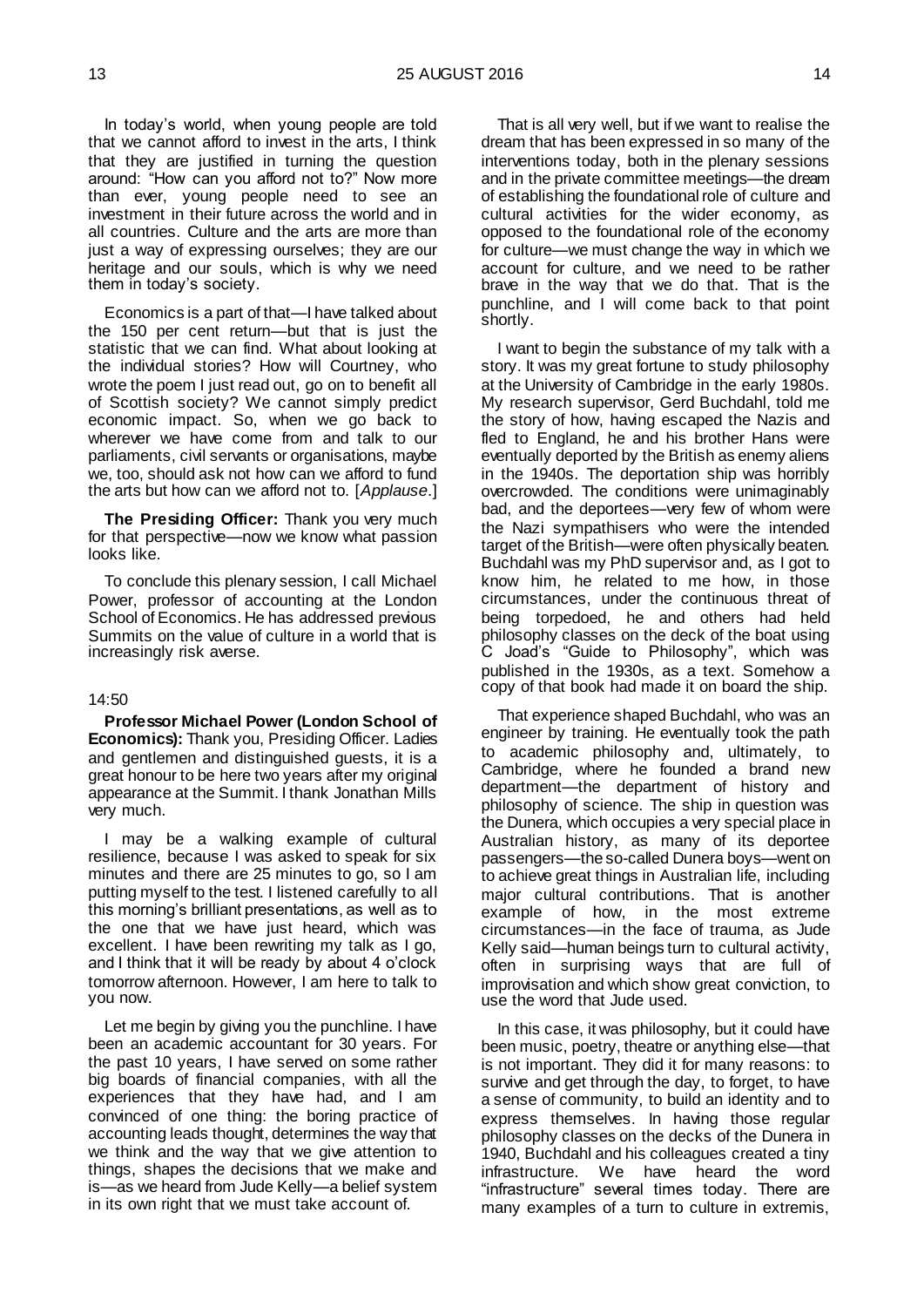In today's world, when young people are told that we cannot afford to invest in the arts, I think that they are justified in turning the question around: "How can you afford not to?" Now more than ever, young people need to see an investment in their future across the world and in all countries. Culture and the arts are more than just a way of expressing ourselves; they are our heritage and our souls, which is why we need them in today's society.

Economics is a part of that—I have talked about the 150 per cent return—but that is just the statistic that we can find. What about looking at the individual stories? How will Courtney, who wrote the poem I just read out, go on to benefit all of Scottish society? We cannot simply predict economic impact. So, when we go back to wherever we have come from and talk to our parliaments, civil servants or organisations, maybe we, too, should ask not how can we afford to fund the arts but how can we afford not to. [*Applause*.]

**The Presiding Officer:** Thank you very much for that perspective—now we know what passion looks like.

To conclude this plenary session, I call Michael Power, professor of accounting at the London School of Economics. He has addressed previous Summits on the value of culture in a world that is increasingly risk averse.

14:50

**Professor Michael Power (London School of Economics):** Thank you, Presiding Officer. Ladies and gentlemen and distinguished guests, it is a great honour to be here two years after my original appearance at the Summit. I thank Jonathan Mills very much.

I may be a walking example of cultural resilience, because I was asked to speak for six minutes and there are 25 minutes to go, so I am putting myself to the test. I listened carefully to all this morning's brilliant presentations, as well as to the one that we have just heard, which was excellent. I have been rewriting my talk as I go, and I think that it will be ready by about 4 o'clock tomorrow afternoon. However, I am here to talk to you now.

Let me begin by giving you the punchline. I have been an academic accountant for 30 years. For the past 10 years, I have served on some rather big boards of financial companies, with all the experiences that they have had, and I am convinced of one thing: the boring practice of accounting leads thought, determines the way that we think and the way that we give attention to things, shapes the decisions that we make and is—as we heard from Jude Kelly—a belief system in its own right that we must take account of.

That is all very well, but if we want to realise the dream that has been expressed in so many of the interventions today, both in the plenary sessions and in the private committee meetings—the dream of establishing the foundational role of culture and cultural activities for the wider economy, as opposed to the foundational role of the economy for culture—we must change the way in which we account for culture, and we need to be rather brave in the way that we do that. That is the punchline, and I will come back to that point shortly.

I want to begin the substance of my talk with a story. It was my great fortune to study philosophy at the University of Cambridge in the early 1980s. My research supervisor, Gerd Buchdahl, told me the story of how, having escaped the Nazis and fled to England, he and his brother Hans were eventually deported by the British as enemy aliens in the 1940s. The deportation ship was horribly overcrowded. The conditions were unimaginably bad, and the deportees—very few of whom were the Nazi sympathisers who were the intended target of the British—were often physically beaten. Buchdahl was my PhD supervisor and, as I got to know him, he related to me how, in those circumstances, under the continuous threat of being torpedoed, he and others had held philosophy classes on the deck of the boat using C Joad's "Guide to Philosophy", which was published in the 1930s, as a text. Somehow a copy of that book had made it on board the ship.

That experience shaped Buchdahl, who was an engineer by training. He eventually took the path to academic philosophy and, ultimately, to Cambridge, where he founded a brand new department—the department of history and philosophy of science. The ship in question was the Dunera, which occupies a very special place in Australian history, as many of its deportee passengers—the so-called Dunera boys—went on to achieve great things in Australian life, including major cultural contributions. That is another example of how, in the most extreme circumstances—in the face of trauma, as Jude Kelly said—human beings turn to cultural activity, often in surprising ways that are full of improvisation and which show great conviction, to use the word that Jude used.

In this case, it was philosophy, but it could have been music, poetry, theatre or anything else—that is not important. They did it for many reasons: to survive and get through the day, to forget, to have a sense of community, to build an identity and to express themselves. In having those regular philosophy classes on the decks of the Dunera in 1940, Buchdahl and his colleagues created a tiny infrastructure. We have heard the word "infrastructure" several times today. There are many examples of a turn to culture in extremis,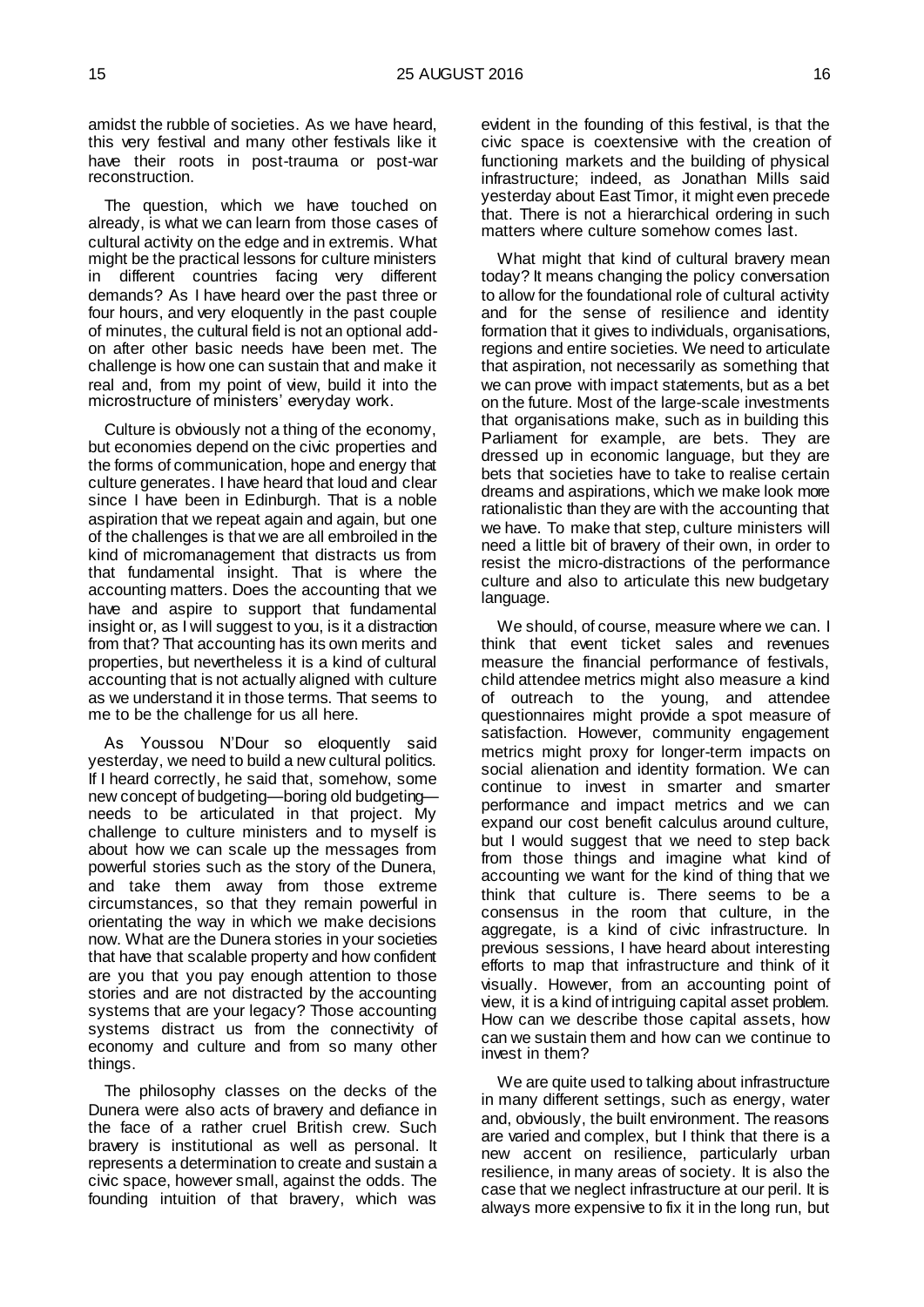amidst the rubble of societies. As we have heard, this very festival and many other festivals like it have their roots in post-trauma or post-war reconstruction.

The question, which we have touched on already, is what we can learn from those cases of cultural activity on the edge and in extremis. What might be the practical lessons for culture ministers in different countries facing very different demands? As I have heard over the past three or four hours, and very eloquently in the past couple of minutes, the cultural field is not an optional add-on after other basic needs have been met. The challenge is how one can sustain that and make it real and, from my point of view, build it into the microstructure of ministers' everyday work.

Culture is obviously not a thing of the economy, but economies depend on the civic properties and the forms of communication, hope and energy that culture generates. I have heard that loud and clear since I have been in Edinburgh. That is a noble aspiration that we repeat again and again, but one of the challenges is that we are all embroiled in the kind of micromanagement that distracts us from that fundamental insight. That is where the accounting matters. Does the accounting that we have and aspire to support that fundamental insight or, as I will suggest to you, is it a distraction from that? That accounting has its own merits and properties, but nevertheless it is a kind of cultural accounting that is not actually aligned with culture as we understand it in those terms. That seems to me to be the challenge for us all here.

As Youssou N'Dour so eloquently said yesterday, we need to build a new cultural politics. If I heard correctly, he said that, somehow, some new concept of budgeting—boring old budgeting—needs to be articulated in that project. My challenge to culture ministers and to myself is about how we can scale up the messages from powerful stories such as the story of the Dunera, and take them away from those extreme circumstances, so that they remain powerful in orientating the way in which we make decisions now. What are the Dunera stories in your societies that have that scalable property and how confident are you that you pay enough attention to those stories and are not distracted by the accounting systems that are your legacy? Those accounting systems distract us from the connectivity of economy and culture and from so many other things.

The philosophy classes on the decks of the Dunera were also acts of bravery and defiance in the face of a rather cruel British crew. Such bravery is institutional as well as personal. It represents a determination to create and sustain a civic space, however small, against the odds. The founding intuition of that bravery, which was evident in the founding of this festival, is that the civic space is coextensive with the creation of functioning markets and the building of physical infrastructure; indeed, as Jonathan Mills said yesterday about East Timor, it might even precede that. There is not a hierarchical ordering in such matters where culture somehow comes last.

What might that kind of cultural bravery mean today? It means changing the policy conversation to allow for the foundational role of cultural activity and for the sense of resilience and identity formation that it gives to individuals, organisations, regions and entire societies. We need to articulate that aspiration, not necessarily as something that we can prove with impact statements, but as a bet on the future. Most of the large-scale investments that organisations make, such as in building this Parliament for example, are bets. They are dressed up in economic language, but they are bets that societies have to take to realise certain dreams and aspirations, which we make look more rationalistic than they are with the accounting that we have. To make that step, culture ministers will need a little bit of bravery of their own, in order to resist the micro-distractions of the performance culture and also to articulate this new budgetary language.

We should, of course, measure where we can. I think that event ticket sales and revenues measure the financial performance of festivals, child attendee metrics might also measure a kind of outreach to the young, and attendee questionnaires might provide a spot measure of satisfaction. However, community engagement metrics might proxy for longer-term impacts on social alienation and identity formation. We can continue to invest in smarter and smarter performance and impact metrics and we can expand our cost benefit calculus around culture, but I would suggest that we need to step back from those things and imagine what kind of accounting we want for the kind of thing that we think that culture is. There seems to be a consensus in the room that culture, in the aggregate, is a kind of civic infrastructure. In previous sessions, I have heard about interesting efforts to map that infrastructure and think of it visually. However, from an accounting point of view, it is a kind of intriguing capital asset problem. How can we describe those capital assets, how can we sustain them and how can we continue to invest in them?

We are quite used to talking about infrastructure in many different settings, such as energy, water and, obviously, the built environment. The reasons are varied and complex, but I think that there is a new accent on resilience, particularly urban resilience, in many areas of society. It is also the case that we neglect infrastructure at our peril. It is always more expensive to fix it in the long run, but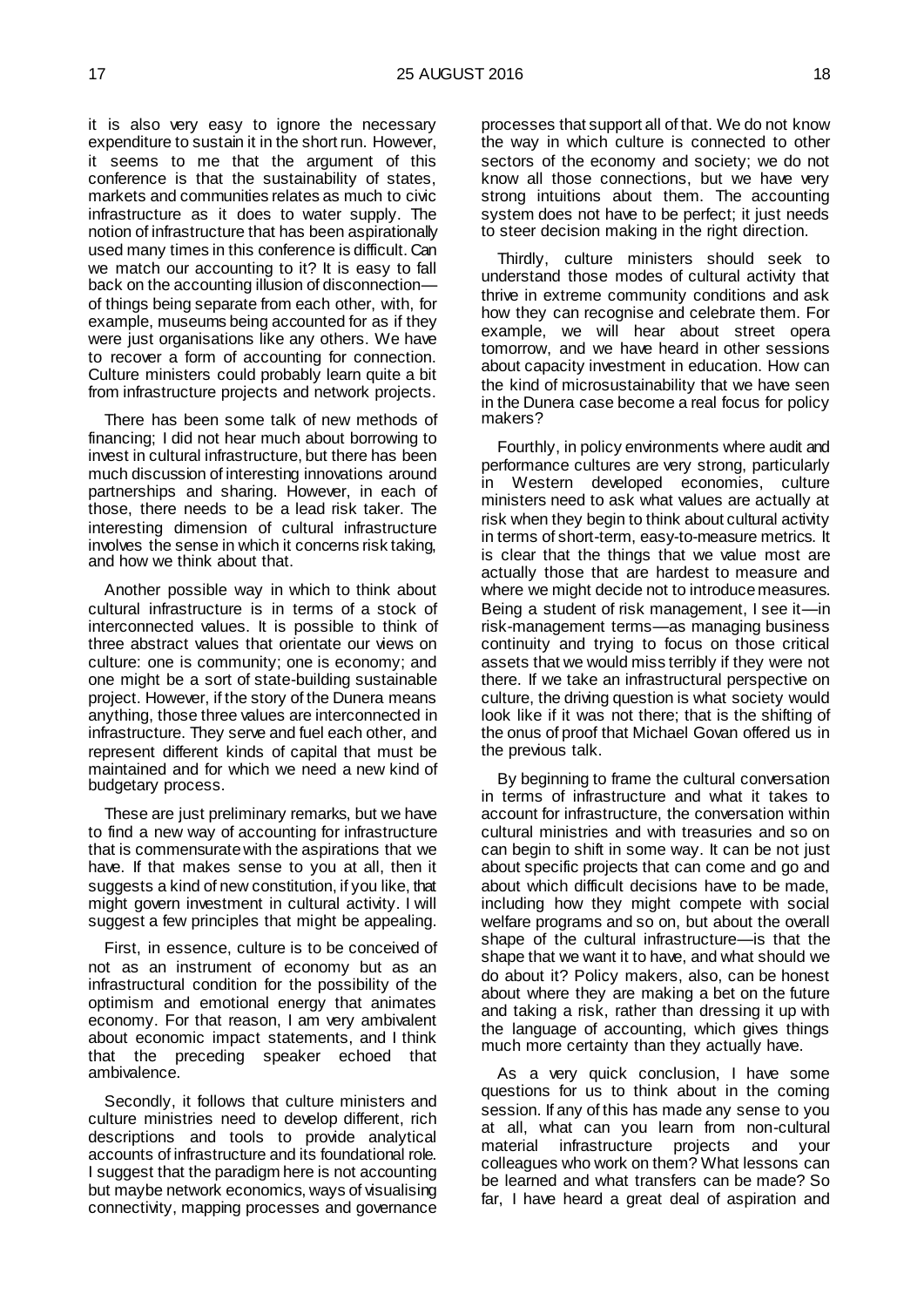it is also very easy to ignore the necessary expenditure to sustain it in the short run. However, it seems to me that the argument of this conference is that the sustainability of states, markets and communities relates as much to civic infrastructure as it does to water supply. The notion of infrastructure that has been aspirationally used many times in this conference is difficult. Can we match our accounting to it? It is easy to fall back on the accounting illusion of disconnection—of things being separate from each other, with, for example, museums being accounted for as if they were just organisations like any others. We have to recover a form of accounting for connection. Culture ministers could probably learn quite a bit from infrastructure projects and network projects.

There has been some talk of new methods of financing; I did not hear much about borrowing to invest in cultural infrastructure, but there has been much discussion of interesting innovations around partnerships and sharing. However, in each of those, there needs to be a lead risk taker. The interesting dimension of cultural infrastructure involves the sense in which it concerns risk taking, and how we think about that.

Another possible way in which to think about cultural infrastructure is in terms of a stock of interconnected values. It is possible to think of three abstract values that orientate our views on culture: one is community; one is economy; and one might be a sort of state-building sustainable project. However, if the story of the Dunera means anything, those three values are interconnected in infrastructure. They serve and fuel each other, and represent different kinds of capital that must be maintained and for which we need a new kind of budgetary process.

These are just preliminary remarks, but we have to find a new way of accounting for infrastructure that is commensurate with the aspirations that we have. If that makes sense to you at all, then it suggests a kind of new constitution, if you like, that might govern investment in cultural activity. I will suggest a few principles that might be appealing.

First, in essence, culture is to be conceived of not as an instrument of economy but as an infrastructural condition for the possibility of the optimism and emotional energy that animates economy. For that reason, I am very ambivalent about economic impact statements, and I think that the preceding speaker echoed that ambivalence.

Secondly, it follows that culture ministers and culture ministries need to develop different, rich descriptions and tools to provide analytical accounts of infrastructure and its foundational role. I suggest that the paradigm here is not accounting but maybe network economics, ways of visualising connectivity, mapping processes and governance processes that support all of that. We do not know the way in which culture is connected to other sectors of the economy and society; we do not know all those connections, but we have very strong intuitions about them. The accounting system does not have to be perfect; it just needs to steer decision making in the right direction.

Thirdly, culture ministers should seek to understand those modes of cultural activity that thrive in extreme community conditions and ask how they can recognise and celebrate them. For example, we will hear about street opera tomorrow, and we have heard in other sessions about capacity investment in education. How can the kind of microsustainability that we have seen in the Dunera case become a real focus for policy makers?

Fourthly, in policy environments where audit and performance cultures are very strong, particularly in Western developed economies, culture ministers need to ask what values are actually at risk when they begin to think about cultural activity in terms of short-term, easy-to-measure metrics. It is clear that the things that we value most are actually those that are hardest to measure and where we might decide not to introduce measures. Being a student of risk management, I see it—in risk-management terms—as managing business continuity and trying to focus on those critical assets that we would miss terribly if they were not there. If we take an infrastructural perspective on culture, the driving question is what society would look like if it was not there; that is the shifting of the onus of proof that Michael Govan offered us in the previous talk.

By beginning to frame the cultural conversation in terms of infrastructure and what it takes to account for infrastructure, the conversation within cultural ministries and with treasuries and so on can begin to shift in some way. It can be not just about specific projects that can come and go and about which difficult decisions have to be made, including how they might compete with social welfare programs and so on, but about the overall shape of the cultural infrastructure—is that the shape that we want it to have, and what should we do about it? Policy makers, also, can be honest about where they are making a bet on the future and taking a risk, rather than dressing it up with the language of accounting, which gives things much more certainty than they actually have.

As a very quick conclusion, I have some questions for us to think about in the coming session. If any of this has made any sense to you at all, what can you learn from non-cultural material infrastructure projects and your colleagues who work on them? What lessons can be learned and what transfers can be made? So far, I have heard a great deal of aspiration and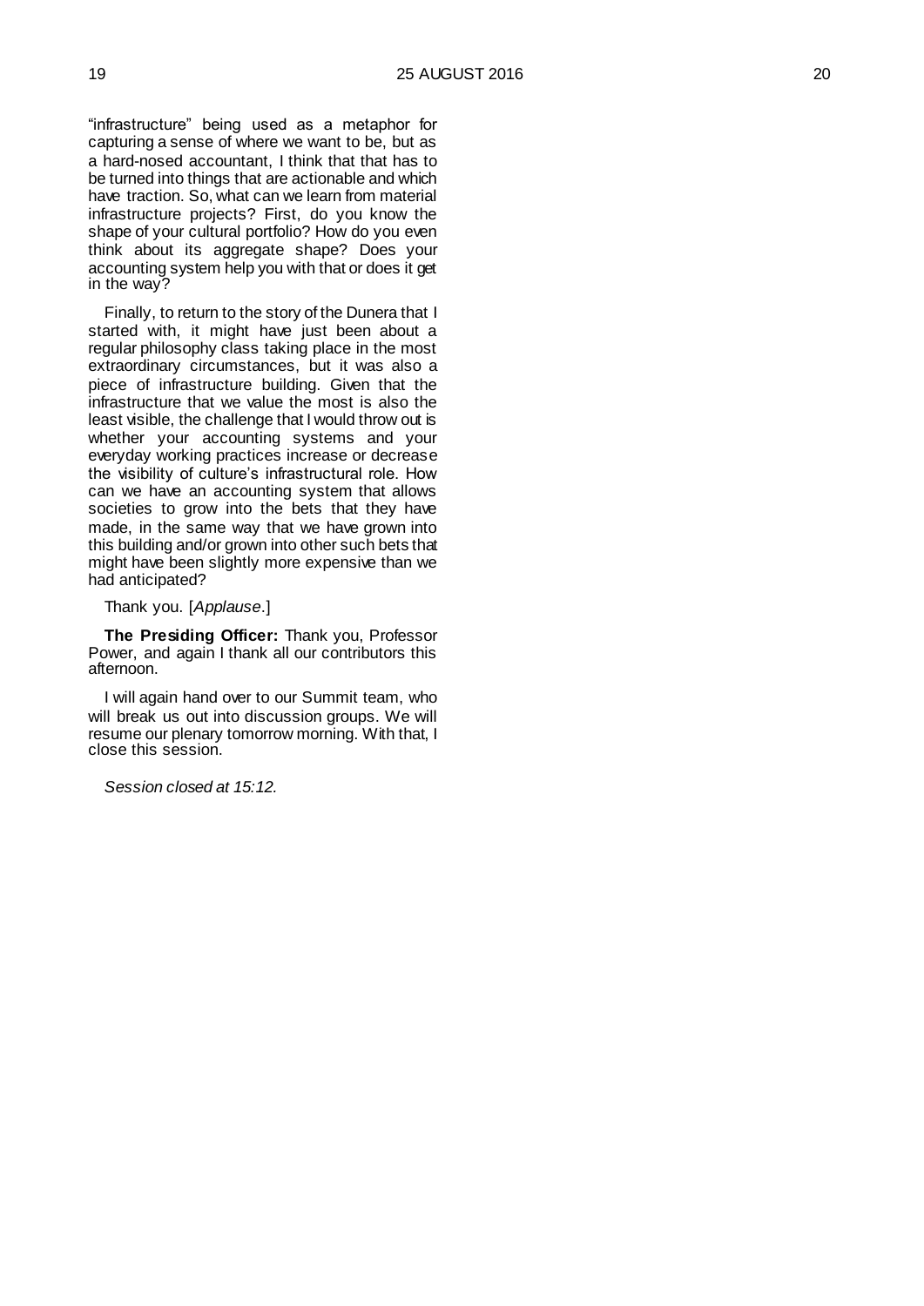"infrastructure" being used as a metaphor for capturing a sense of where we want to be, but as a hard-nosed accountant, I think that that has to be turned into things that are actionable and which have traction. So, what can we learn from material infrastructure projects? First, do you know the shape of your cultural portfolio? How do you even think about its aggregate shape? Does your accounting system help you with that or does it get in the way?

Finally, to return to the story of the Dunera that I started with, it might have just been about a regular philosophy class taking place in the most extraordinary circumstances, but it was also a piece of infrastructure building. Given that the infrastructure that we value the most is also the least visible, the challenge that I would throw out is whether your accounting systems and your everyday working practices increase or decrease the visibility of culture's infrastructural role. How can we have an accounting system that allows societies to grow into the bets that they have made, in the same way that we have grown into this building and/or grown into other such bets that might have been slightly more expensive than we had anticipated?

Thank you. [*Applause*.]

**The Presiding Officer:** Thank you, Professor Power, and again I thank all our contributors this afternoon.

I will again hand over to our Summit team, who will break us out into discussion groups. We will resume our plenary tomorrow morning. With that, I close this session.

*Session closed at 15:12.*